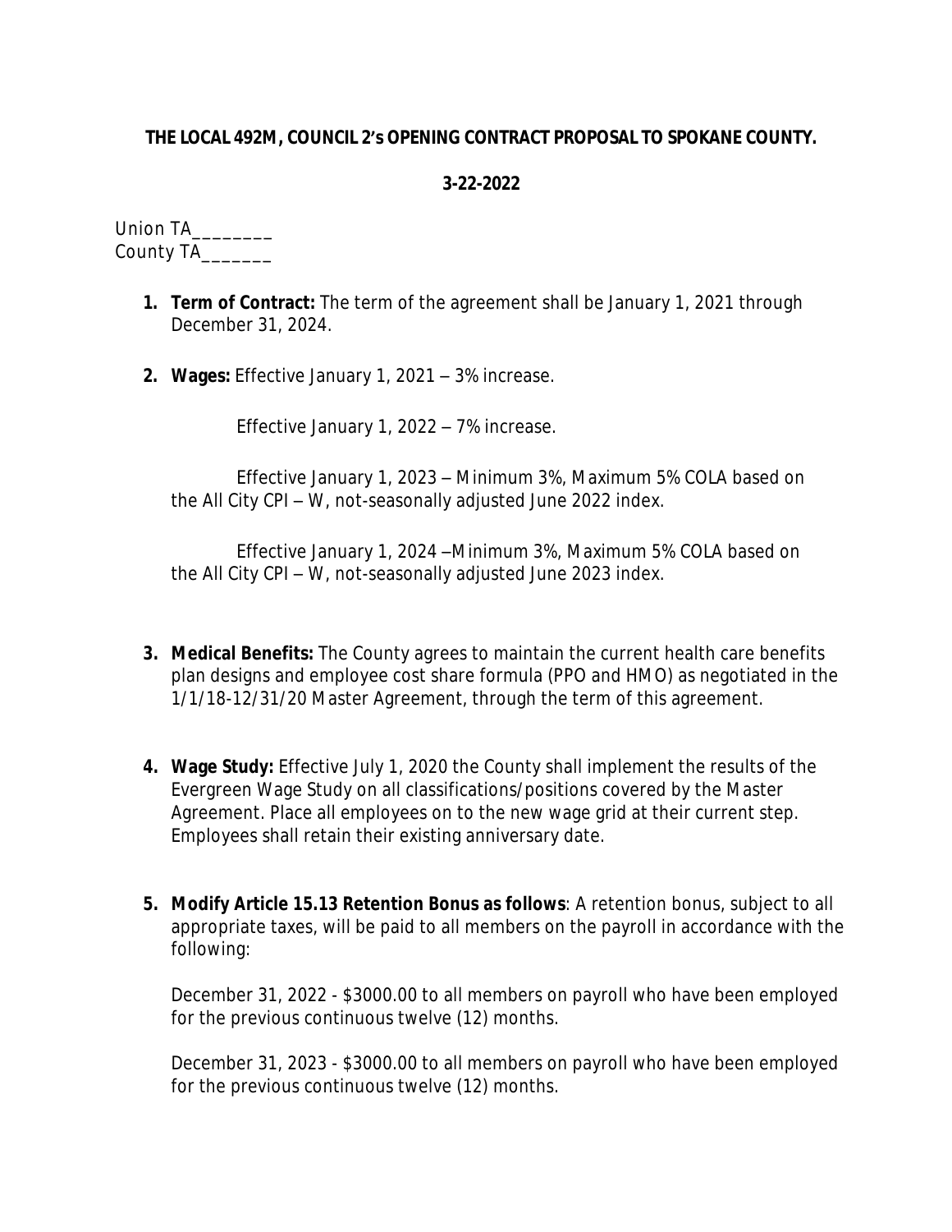**THE LOCAL 492M, COUNCIL 2's OPENING CONTRACT PROPOSAL TO SPOKANE COUNTY.**

**3-22-2022**

Union TA________
County TA_______

1. **Term of Contract:** The term of the agreement shall be January 1, 2021 through December 31, 2024.

2. **Wages:** Effective January 1, 2021 – 3% increase.

   Effective January 1, 2022 – 7% increase.

   Effective January 1, 2023 – Minimum 3%, Maximum 5% COLA based on the All City CPI – W, not-seasonally adjusted June 2022 index.

   Effective January 1, 2024 –Minimum 3%, Maximum 5% COLA based on the All City CPI – W, not-seasonally adjusted June 2023 index.

3. **Medical Benefits:** The County agrees to maintain the current health care benefits plan designs and employee cost share formula (PPO and HMO) as negotiated in the 1/1/18-12/31/20 Master Agreement, through the term of this agreement.

4. **Wage Study:** Effective July 1, 2020 the County shall implement the results of the Evergreen Wage Study on all classifications/positions covered by the Master Agreement. Place all employees on to the new wage grid at their current step. Employees shall retain their existing anniversary date.

5. **Modify Article 15.13 Retention Bonus as follows**: A retention bonus, subject to all appropriate taxes, will be paid to all members on the payroll in accordance with the following:

   December 31, 2022 - $3000.00 to all members on payroll who have been employed for the previous continuous twelve (12) months.

   December 31, 2023 - $3000.00 to all members on payroll who have been employed for the previous continuous twelve (12) months.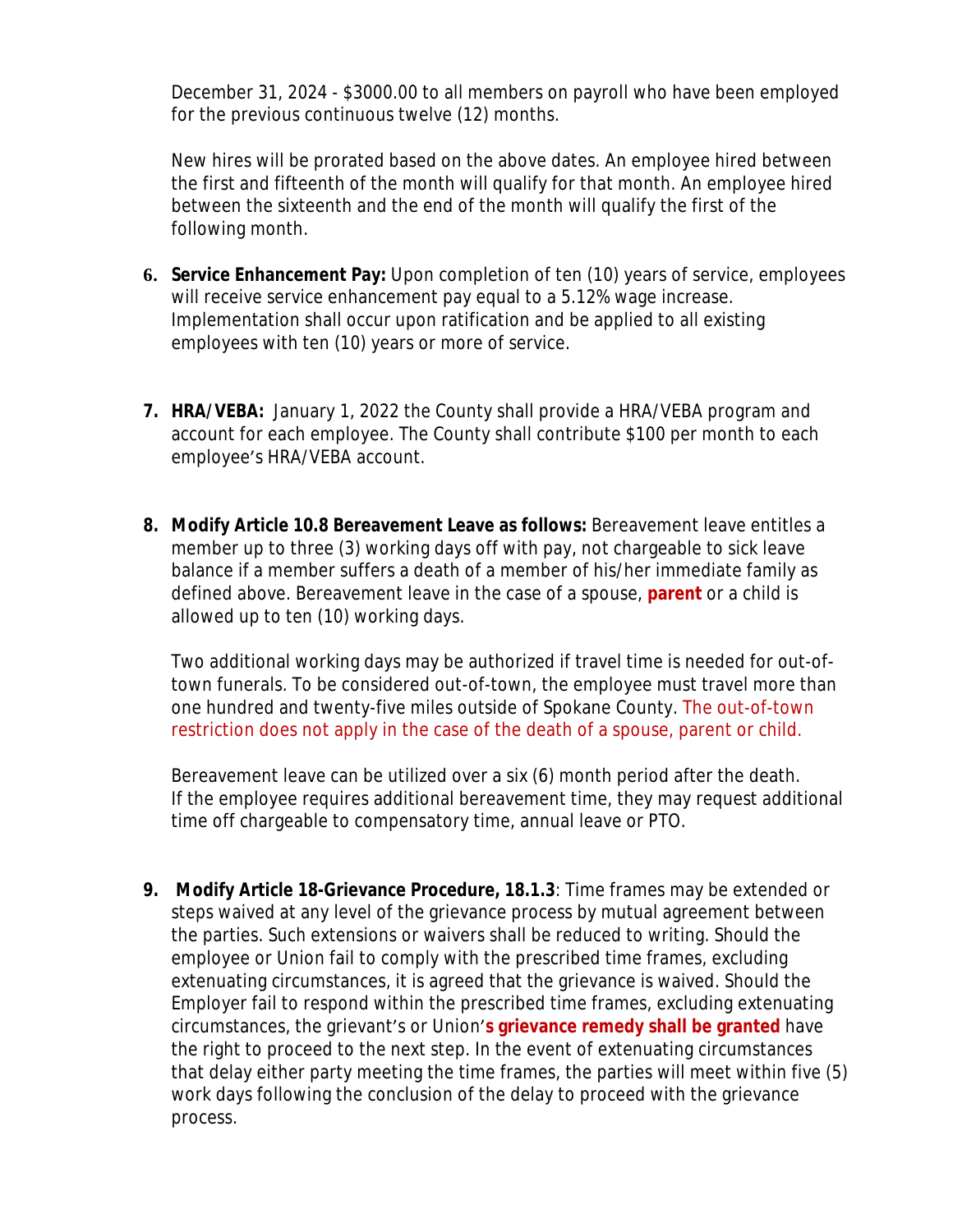December 31, 2024 - $3000.00 to all members on payroll who have been employed for the previous continuous twelve (12) months.

New hires will be prorated based on the above dates. An employee hired between the first and fifteenth of the month will qualify for that month. An employee hired between the sixteenth and the end of the month will qualify the first of the following month.

6. **Service Enhancement Pay:** Upon completion of ten (10) years of service, employees will receive service enhancement pay equal to a 5.12% wage increase. Implementation shall occur upon ratification and be applied to all existing employees with ten (10) years or more of service.

7. **HRA/VEBA:** January 1, 2022 the County shall provide a HRA/VEBA program and account for each employee. The County shall contribute $100 per month to each employee's HRA/VEBA account.

8. **Modify Article 10.8 Bereavement Leave as follows:** Bereavement leave entitles a member up to three (3) working days off with pay, not chargeable to sick leave balance if a member suffers a death of a member of his/her immediate family as defined above. Bereavement leave in the case of a spouse, **parent** or a child is allowed up to ten (10) working days.

   Two additional working days may be authorized if travel time is needed for out-of-town funerals. To be considered out-of-town, the employee must travel more than one hundred and twenty-five miles outside of Spokane County. The out-of-town restriction does not apply in the case of the death of a spouse, parent or child.

   Bereavement leave can be utilized over a six (6) month period after the death. If the employee requires additional bereavement time, they may request additional time off chargeable to compensatory time, annual leave or PTO.

9. **Modify Article 18-Grievance Procedure, 18.1.3**: Time frames may be extended or steps waived at any level of the grievance process by mutual agreement between the parties. Such extensions or waivers shall be reduced to writing. Should the employee or Union fail to comply with the prescribed time frames, excluding extenuating circumstances, it is agreed that the grievance is waived. Should the Employer fail to respond within the prescribed time frames, excluding extenuating circumstances, the grievant's or Union'**s grievance remedy shall be granted** have the right to proceed to the next step. In the event of extenuating circumstances that delay either party meeting the time frames, the parties will meet within five (5) work days following the conclusion of the delay to proceed with the grievance process.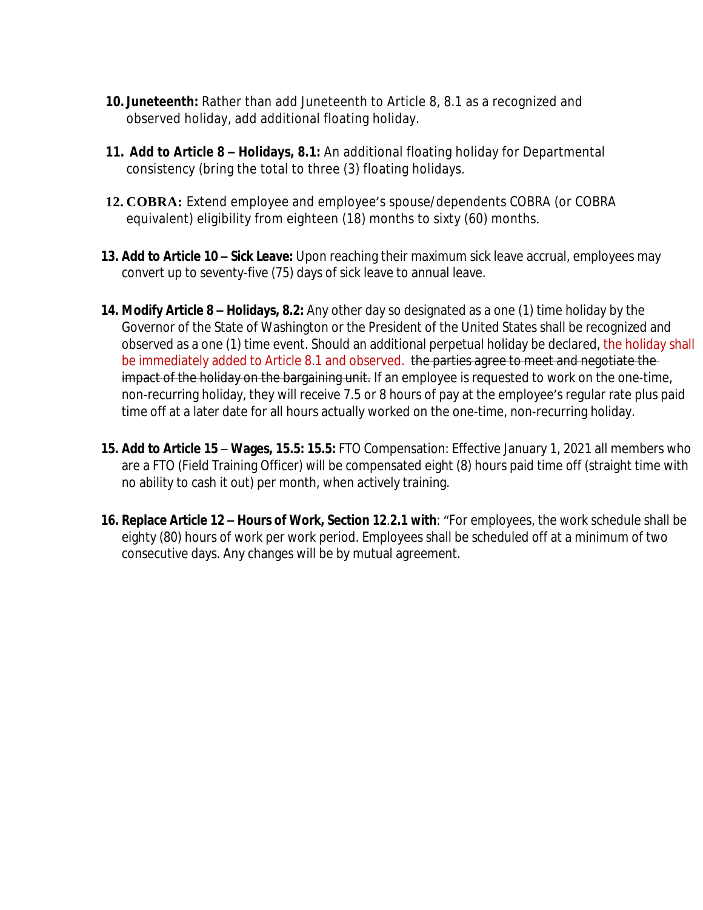10. **Juneteenth:** Rather than add Juneteenth to Article 8, 8.1 as a recognized and observed holiday, add additional floating holiday.

11. **Add to Article 8 – Holidays, 8.1:** An additional floating holiday for Departmental consistency (bring the total to three (3) floating holidays.

12. **COBRA:** Extend employee and employee's spouse/dependents COBRA (or COBRA equivalent) eligibility from eighteen (18) months to sixty (60) months.

13. **Add to Article 10 – Sick Leave:** Upon reaching their maximum sick leave accrual, employees may convert up to seventy-five (75) days of sick leave to annual leave.

14. **Modify Article 8 – Holidays, 8.2:** Any other day so designated as a one (1) time holiday by the Governor of the State of Washington or the President of the United States shall be recognized and observed as a one (1) time event. Should an additional perpetual holiday be declared, the holiday shall be immediately added to Article 8.1 and observed. ~~the parties agree to meet and negotiate the impact of the holiday on the bargaining unit.~~ If an employee is requested to work on the one-time, non-recurring holiday, they will receive 7.5 or 8 hours of pay at the employee's regular rate plus paid time off at a later date for all hours actually worked on the one-time, non-recurring holiday.

15. **Add to Article 15 – Wages, 15.5: 15.5:** FTO Compensation: Effective January 1, 2021 all members who are a FTO (Field Training Officer) will be compensated eight (8) hours paid time off (straight time with no ability to cash it out) per month, when actively training.

16. **Replace Article 12 – Hours of Work, Section 12.2.1 with**: "For employees, the work schedule shall be eighty (80) hours of work per work period. Employees shall be scheduled off at a minimum of two consecutive days. Any changes will be by mutual agreement.